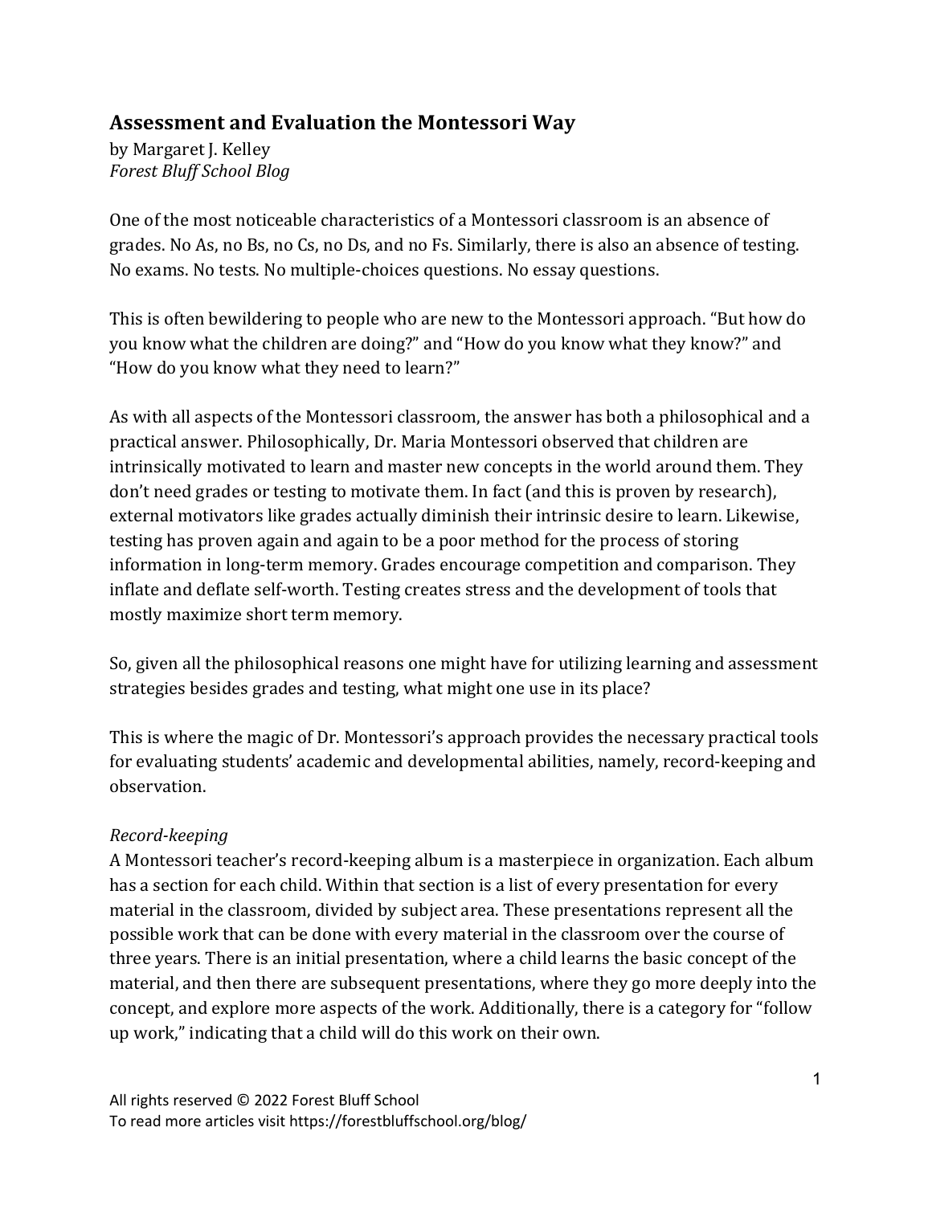## Assessment and Evaluation the Montessori Way

by Margaret J. Kelley
*Forest Bluff School Blog*

One of the most noticeable characteristics of a Montessori classroom is an absence of grades. No As, no Bs, no Cs, no Ds, and no Fs. Similarly, there is also an absence of testing. No exams. No tests. No multiple-choices questions. No essay questions.

This is often bewildering to people who are new to the Montessori approach. "But how do you know what the children are doing?" and "How do you know what they know?" and "How do you know what they need to learn?"

As with all aspects of the Montessori classroom, the answer has both a philosophical and a practical answer. Philosophically, Dr. Maria Montessori observed that children are intrinsically motivated to learn and master new concepts in the world around them. They don't need grades or testing to motivate them. In fact (and this is proven by research), external motivators like grades actually diminish their intrinsic desire to learn. Likewise, testing has proven again and again to be a poor method for the process of storing information in long-term memory. Grades encourage competition and comparison. They inflate and deflate self-worth. Testing creates stress and the development of tools that mostly maximize short term memory.

So, given all the philosophical reasons one might have for utilizing learning and assessment strategies besides grades and testing, what might one use in its place?

This is where the magic of Dr. Montessori's approach provides the necessary practical tools for evaluating students' academic and developmental abilities, namely, record-keeping and observation.

*Record-keeping*

A Montessori teacher's record-keeping album is a masterpiece in organization. Each album has a section for each child. Within that section is a list of every presentation for every material in the classroom, divided by subject area. These presentations represent all the possible work that can be done with every material in the classroom over the course of three years. There is an initial presentation, where a child learns the basic concept of the material, and then there are subsequent presentations, where they go more deeply into the concept, and explore more aspects of the work. Additionally, there is a category for "follow up work," indicating that a child will do this work on their own.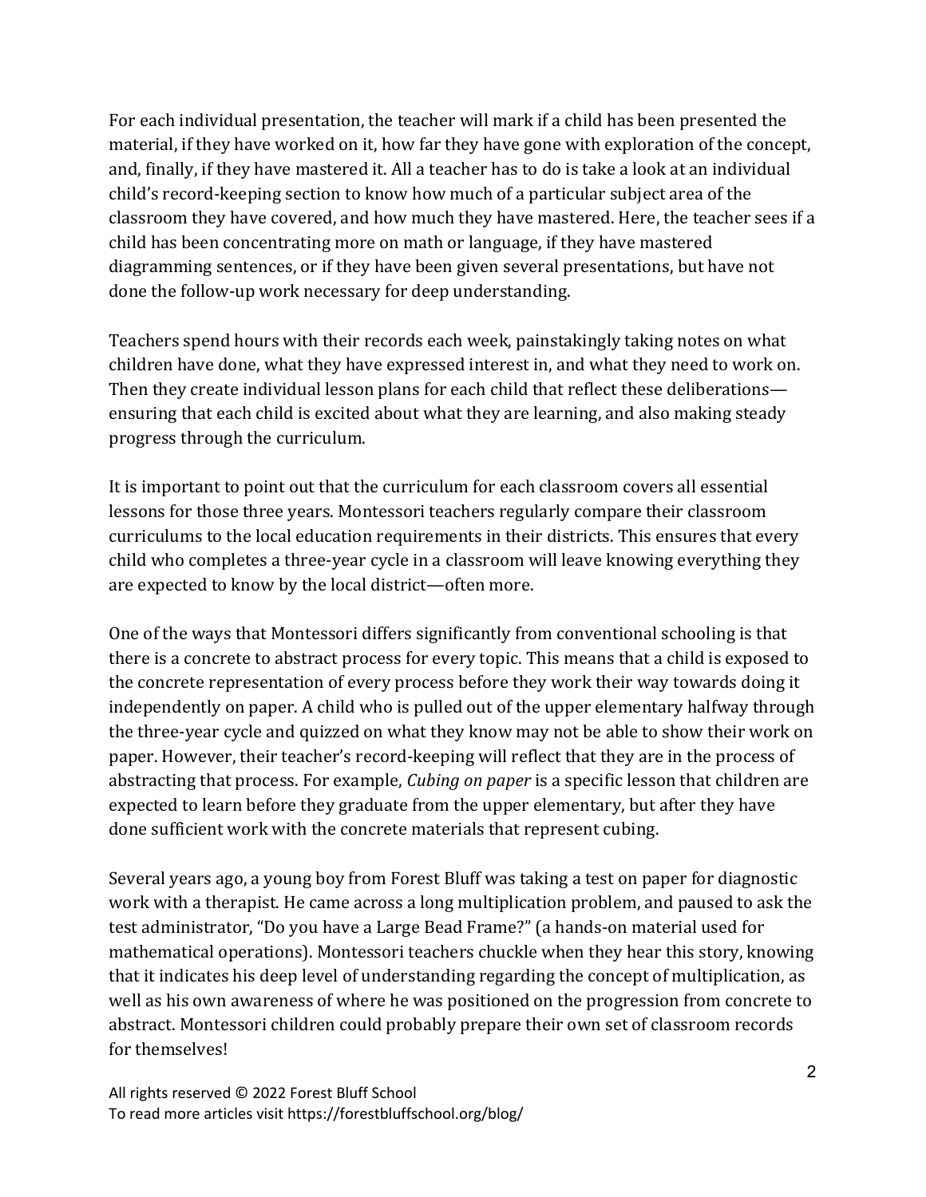For each individual presentation, the teacher will mark if a child has been presented the material, if they have worked on it, how far they have gone with exploration of the concept, and, finally, if they have mastered it. All a teacher has to do is take a look at an individual child's record-keeping section to know how much of a particular subject area of the classroom they have covered, and how much they have mastered. Here, the teacher sees if a child has been concentrating more on math or language, if they have mastered diagramming sentences, or if they have been given several presentations, but have not done the follow-up work necessary for deep understanding.

Teachers spend hours with their records each week, painstakingly taking notes on what children have done, what they have expressed interest in, and what they need to work on. Then they create individual lesson plans for each child that reflect these deliberations—ensuring that each child is excited about what they are learning, and also making steady progress through the curriculum.

It is important to point out that the curriculum for each classroom covers all essential lessons for those three years. Montessori teachers regularly compare their classroom curriculums to the local education requirements in their districts. This ensures that every child who completes a three-year cycle in a classroom will leave knowing everything they are expected to know by the local district—often more.

One of the ways that Montessori differs significantly from conventional schooling is that there is a concrete to abstract process for every topic. This means that a child is exposed to the concrete representation of every process before they work their way towards doing it independently on paper. A child who is pulled out of the upper elementary halfway through the three-year cycle and quizzed on what they know may not be able to show their work on paper. However, their teacher's record-keeping will reflect that they are in the process of abstracting that process. For example, *Cubing on paper* is a specific lesson that children are expected to learn before they graduate from the upper elementary, but after they have done sufficient work with the concrete materials that represent cubing.

Several years ago, a young boy from Forest Bluff was taking a test on paper for diagnostic work with a therapist. He came across a long multiplication problem, and paused to ask the test administrator, "Do you have a Large Bead Frame?" (a hands-on material used for mathematical operations). Montessori teachers chuckle when they hear this story, knowing that it indicates his deep level of understanding regarding the concept of multiplication, as well as his own awareness of where he was positioned on the progression from concrete to abstract. Montessori children could probably prepare their own set of classroom records for themselves!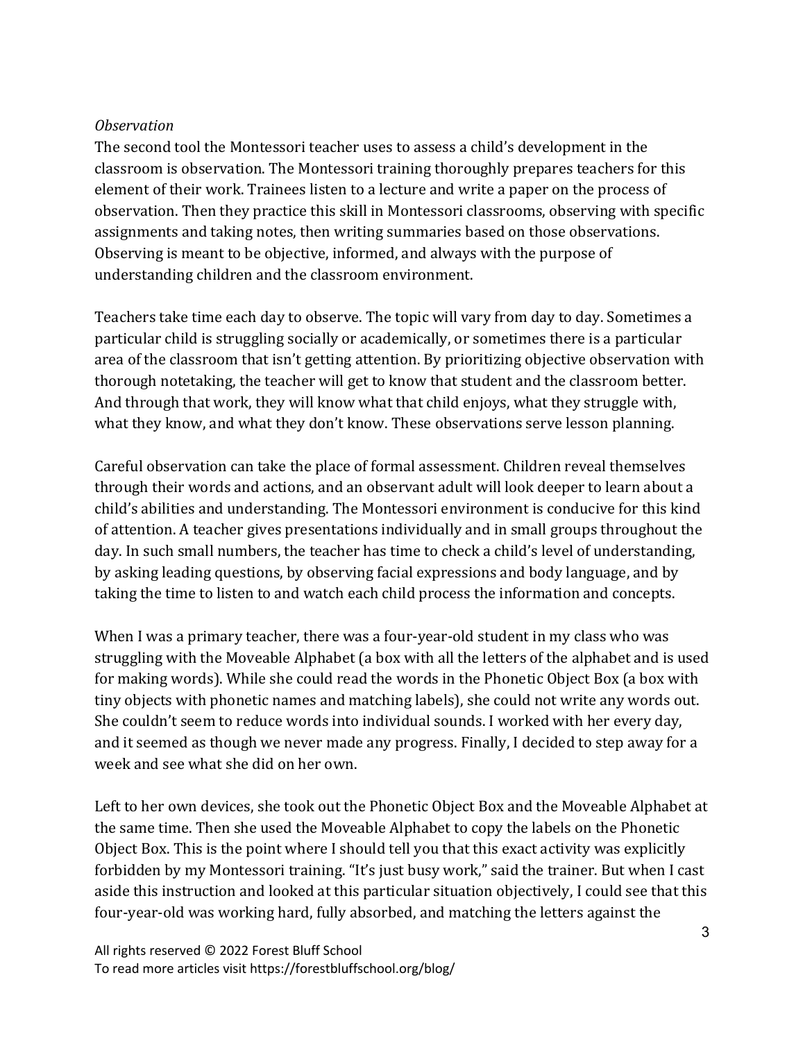*Observation*

The second tool the Montessori teacher uses to assess a child's development in the classroom is observation. The Montessori training thoroughly prepares teachers for this element of their work. Trainees listen to a lecture and write a paper on the process of observation. Then they practice this skill in Montessori classrooms, observing with specific assignments and taking notes, then writing summaries based on those observations. Observing is meant to be objective, informed, and always with the purpose of understanding children and the classroom environment.

Teachers take time each day to observe. The topic will vary from day to day. Sometimes a particular child is struggling socially or academically, or sometimes there is a particular area of the classroom that isn't getting attention. By prioritizing objective observation with thorough notetaking, the teacher will get to know that student and the classroom better. And through that work, they will know what that child enjoys, what they struggle with, what they know, and what they don't know. These observations serve lesson planning.

Careful observation can take the place of formal assessment. Children reveal themselves through their words and actions, and an observant adult will look deeper to learn about a child's abilities and understanding. The Montessori environment is conducive for this kind of attention. A teacher gives presentations individually and in small groups throughout the day. In such small numbers, the teacher has time to check a child's level of understanding, by asking leading questions, by observing facial expressions and body language, and by taking the time to listen to and watch each child process the information and concepts.

When I was a primary teacher, there was a four-year-old student in my class who was struggling with the Moveable Alphabet (a box with all the letters of the alphabet and is used for making words). While she could read the words in the Phonetic Object Box (a box with tiny objects with phonetic names and matching labels), she could not write any words out. She couldn't seem to reduce words into individual sounds. I worked with her every day, and it seemed as though we never made any progress. Finally, I decided to step away for a week and see what she did on her own.

Left to her own devices, she took out the Phonetic Object Box and the Moveable Alphabet at the same time. Then she used the Moveable Alphabet to copy the labels on the Phonetic Object Box. This is the point where I should tell you that this exact activity was explicitly forbidden by my Montessori training. "It's just busy work," said the trainer. But when I cast aside this instruction and looked at this particular situation objectively, I could see that this four-year-old was working hard, fully absorbed, and matching the letters against the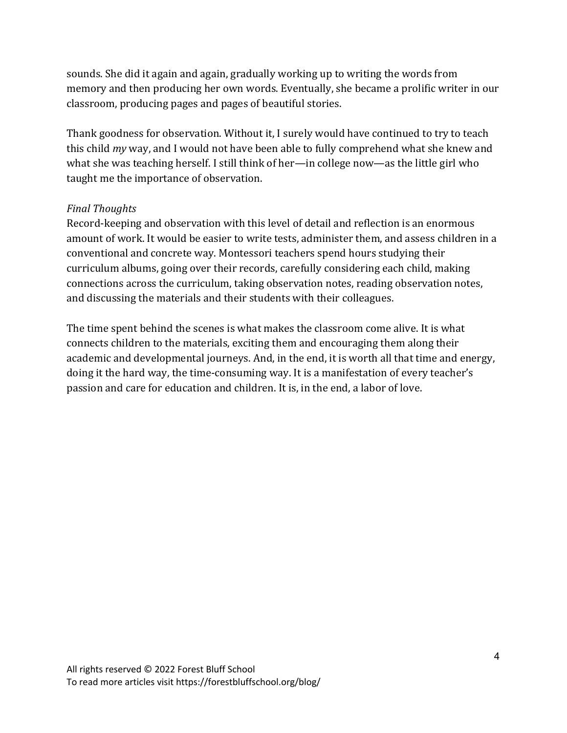sounds. She did it again and again, gradually working up to writing the words from memory and then producing her own words. Eventually, she became a prolific writer in our classroom, producing pages and pages of beautiful stories.

Thank goodness for observation. Without it, I surely would have continued to try to teach this child *my* way, and I would not have been able to fully comprehend what she knew and what she was teaching herself. I still think of her—in college now—as the little girl who taught me the importance of observation.

*Final Thoughts*

Record-keeping and observation with this level of detail and reflection is an enormous amount of work. It would be easier to write tests, administer them, and assess children in a conventional and concrete way. Montessori teachers spend hours studying their curriculum albums, going over their records, carefully considering each child, making connections across the curriculum, taking observation notes, reading observation notes, and discussing the materials and their students with their colleagues.

The time spent behind the scenes is what makes the classroom come alive. It is what connects children to the materials, exciting them and encouraging them along their academic and developmental journeys. And, in the end, it is worth all that time and energy, doing it the hard way, the time-consuming way. It is a manifestation of every teacher's passion and care for education and children. It is, in the end, a labor of love.